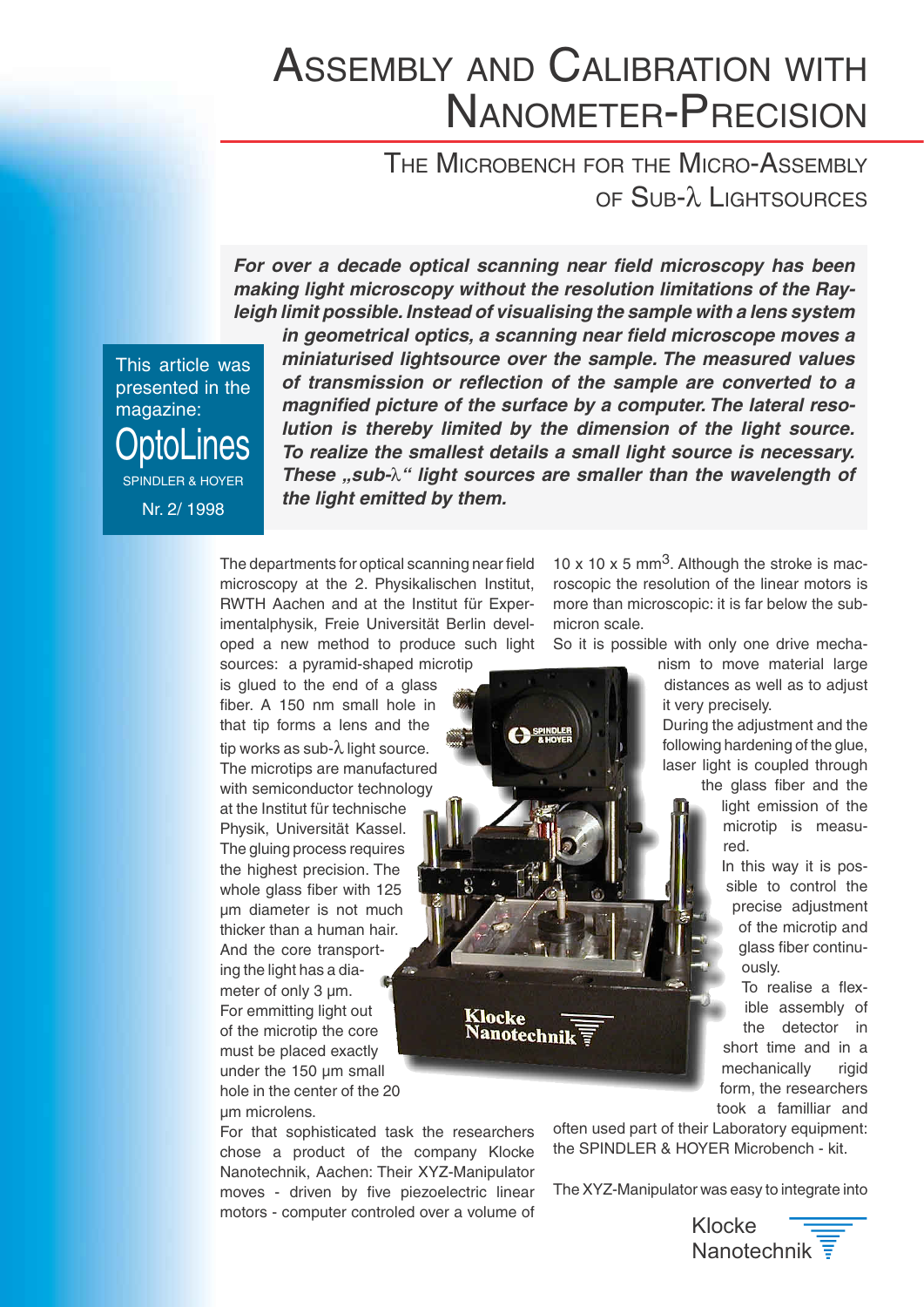# Assembly and Calibration with Nanometer-Precision

## The Microbench for the Micro-Assembly of Sub-λ Lightsources

***For over a decade optical scanning near field microscopy has been making light microscopy without the resolution limitations of the Rayleigh limit possible. Instead of visualising the sample with a lens system in geometrical optics, a scanning near field microscope moves a miniaturised lightsource over the sample. The measured values of transmission or reflection of the sample are converted to a magnified picture of the surface by a computer. The lateral resolution is thereby limited by the dimension of the light source. To realize the smallest details a small light source is necessary. These „sub-λ“ light sources are smaller than the wavelength of the light emitted by them.***

This article was presented in the magazine: OptoLines SPINDLER & HOYER Nr. 2/ 1998

The departments for optical scanning near field microscopy at the 2. Physikalischen Institut, RWTH Aachen and at the Institut für Experimentalphysik, Freie Universität Berlin developed a new method to produce such light sources: a pyramid-shaped microtip is glued to the end of a glass fiber. A 150 nm small hole in that tip forms a lens and the tip works as sub-λ light source. The microtips are manufactured with semiconductor technology at the Institut für technische Physik, Universität Kassel. The gluing process requires the highest precision. The whole glass fiber with 125 µm diameter is not much thicker than a human hair. And the core transporting the light has a diameter of only 3 µm. For emmitting light out of the microtip the core must be placed exactly under the 150 µm small hole in the center of the 20 µm microlens.

For that sophisticated task the researchers chose a product of the company Klocke Nanotechnik, Aachen: Their XYZ-Manipulator moves - driven by five piezoelectric linear motors - computer controled over a volume of 10 x 10 x 5 mm$^3$. Although the stroke is macroscopic the resolution of the linear motors is more than microscopic: it is far below the submicron scale.

So it is possible with only one drive mechanism to move material large distances as well as to adjust it very precisely.

During the adjustment and the following hardening of the glue, laser light is coupled through the glass fiber and the light emission of the microtip is measured.

In this way it is possible to control the precise adjustment of the microtip and glass fiber continuously.

To realise a flexible assembly of the detector in short time and in a mechanically rigid form, the researchers took a familliar and often used part of their Laboratory equipment: the SPINDLER & HOYER Microbench - kit.

The XYZ-Manipulator was easy to integrate into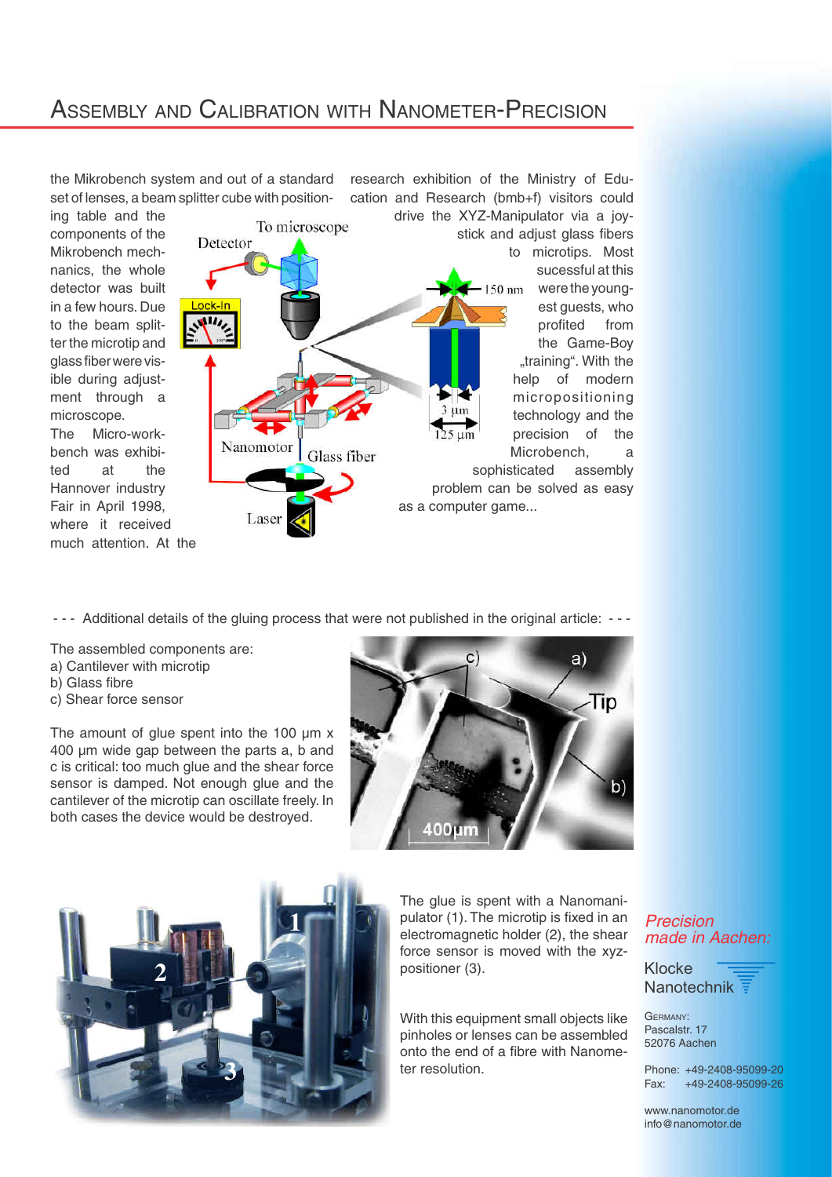# Assembly and Calibration with Nanometer-Precision

the Mikrobench system and out of a standard set of lenses, a beam splitter cube with positioning table and the components of the Mikrobench mechnanics, the whole detector was built in a few hours. Due to the beam splitter the microtip and glass fiber were visible during adjustment through a microscope.

The Micro-workbench was exhibited at the Hannover industry Fair in April 1998, where it received much attention. At the research exhibition of the Ministry of Education and Research (bmb+f) visitors could drive the XYZ-Manipulator via a joystick and adjust glass fibers to microtips. Most sucessful at this were the youngest guests, who profited from the Game-Boy „training". With the help of modern micropositioning technology and the precision of the Microbench, a sophisticated assembly problem can be solved as easy as a computer game...

To microscope
Detector
Lock-In
Nanomotor
Glass fiber
Laser
150 nm
3 µm
125 µm

- - - Additional details of the gluing process that were not published in the original article: - - -

The assembled components are:

a) Cantilever with microtip
b) Glass fibre
c) Shear force sensor

The amount of glue spent into the 100 µm x 400 µm wide gap between the parts a, b and c is critical: too much glue and the shear force sensor is damped. Not enough glue and the cantilever of the microtip can oscillate freely. In both cases the device would be destroyed.

c)
a)
Tip
b)
400µm

1
2
3

The glue is spent with a Nanomanipulator (1). The microtip is fixed in an electromagnetic holder (2), the shear force sensor is moved with the xyz-positioner (3).

With this equipment small objects like pinholes or lenses can be assembled onto the end of a fibre with Nanometer resolution.

*Precision made in Aachen:*

Klocke Nanotechnik

Germany:
Pascalstr. 17
52076 Aachen

Phone: +49-2408-95099-20
Fax: +49-2408-95099-26

www.nanomotor.de
info@nanomotor.de